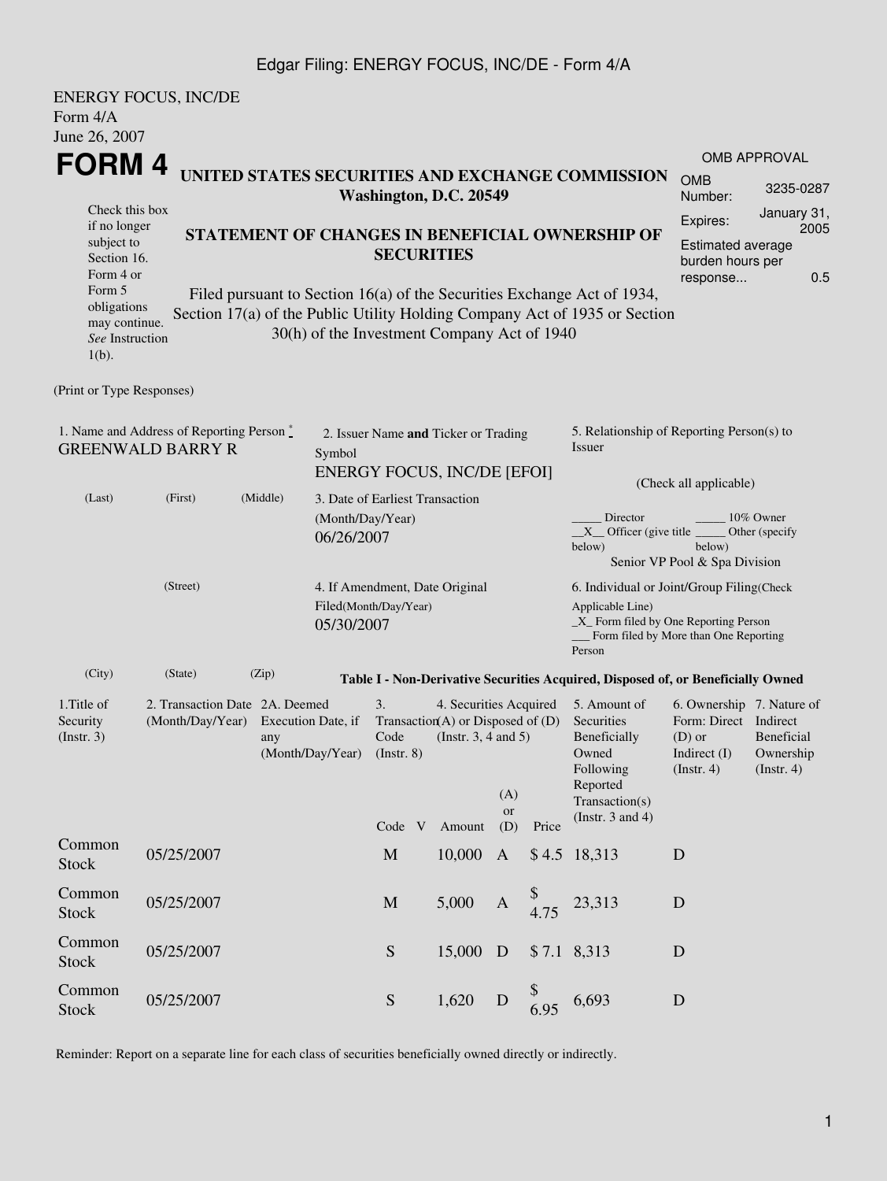ENERGY FOCUS, INC/DE
Form 4/A
June 26, 2007

# FORM 4

**UNITED STATES SECURITIES AND EXCHANGE COMMISSION**
**Washington, D.C. 20549**

| OMB APPROVAL | |
|---|---|
| OMB Number: | 3235-0287 |
| Expires: | January 31, 2005 |
| Estimated average burden hours per response... | 0.5 |

Check this box if no longer subject to Section 16. Form 4 or Form 5 obligations may continue. *See* Instruction 1(b).

**STATEMENT OF CHANGES IN BENEFICIAL OWNERSHIP OF SECURITIES**

Filed pursuant to Section 16(a) of the Securities Exchange Act of 1934, Section 17(a) of the Public Utility Holding Company Act of 1935 or Section 30(h) of the Investment Company Act of 1940

(Print or Type Responses)

1. Name and Address of Reporting Person *
GREENWALD BARRY R

(Last) (First) (Middle)

(Street)

(City) (State) (Zip)

2. Issuer Name **and** Ticker or Trading Symbol
ENERGY FOCUS, INC/DE [EFOI]

3. Date of Earliest Transaction (Month/Day/Year)
06/26/2007

4. If Amendment, Date Original Filed(Month/Day/Year)
05/30/2007

5. Relationship of Reporting Person(s) to Issuer

(Check all applicable)

_____ Director _____ 10% Owner
__X__ Officer (give title below) _____ Other (specify below)
Senior VP Pool & Spa Division

6. Individual or Joint/Group Filing(Check Applicable Line)
_X_ Form filed by One Reporting Person
___ Form filed by More than One Reporting Person

**Table I - Non-Derivative Securities Acquired, Disposed of, or Beneficially Owned**

| 1.Title of Security (Instr. 3) | 2. Transaction Date (Month/Day/Year) | 2A. Deemed Execution Date, if any (Month/Day/Year) | 3. Transaction Code (Instr. 8) | | 4. Securities Acquired (A) or Disposed of (D) (Instr. 3, 4 and 5) | | | 5. Amount of Securities Beneficially Owned Following Reported Transaction(s) (Instr. 3 and 4) | 6. Ownership Form: Direct (D) or Indirect (I) (Instr. 4) | 7. Nature of Indirect Beneficial Ownership (Instr. 4) |
|---|---|---|---|---|---|---|---|---|---|---|
| | | | Code | V | Amount | (A) or (D) | Price | | | |
| Common Stock | 05/25/2007 | | M | | 10,000 | A | $ 4.5 | 18,313 | D | |
| Common Stock | 05/25/2007 | | M | | 5,000 | A | $ 4.75 | 23,313 | D | |
| Common Stock | 05/25/2007 | | S | | 15,000 | D | $ 7.1 | 8,313 | D | |
| Common Stock | 05/25/2007 | | S | | 1,620 | D | $ 6.95 | 6,693 | D | |

Reminder: Report on a separate line for each class of securities beneficially owned directly or indirectly.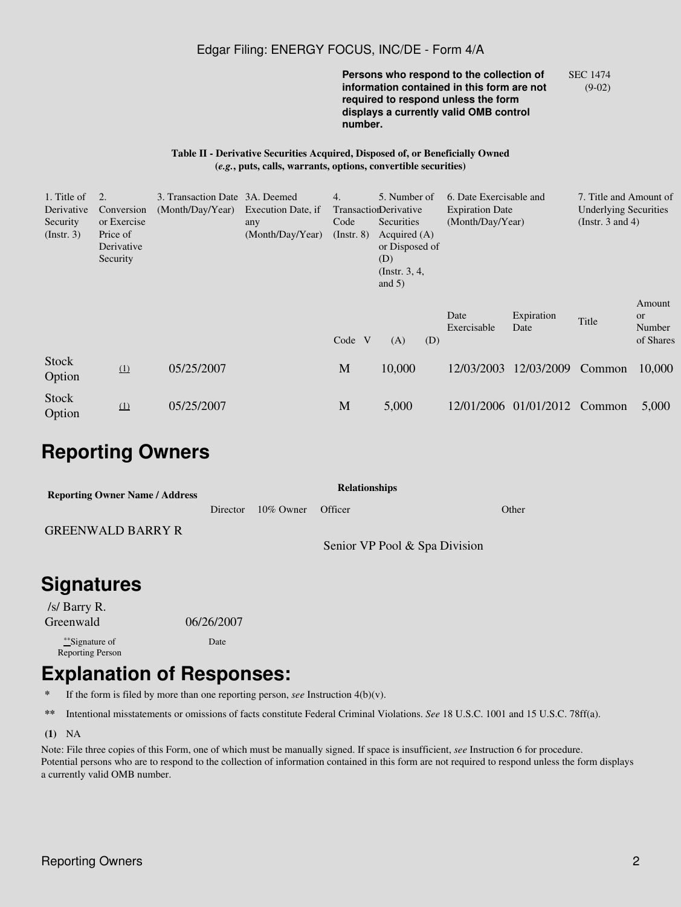Persons who respond to the collection of information contained in this form are not required to respond unless the form displays a currently valid OMB control number.

SEC 1474 (9-02)

**Table II - Derivative Securities Acquired, Disposed of, or Beneficially Owned**
**(*e.g.*, puts, calls, warrants, options, convertible securities)**

| 1. Title of Derivative Security (Instr. 3) | 2. Conversion or Exercise Price of Derivative Security | 3. Transaction Date (Month/Day/Year) | 3A. Deemed Execution Date, if any (Month/Day/Year) | 4. Transaction Code (Instr. 8) | | 5. Number of Derivative Securities Acquired (A) or Disposed of (D) (Instr. 3, 4, and 5) | | 6. Date Exercisable and Expiration Date (Month/Day/Year) | | 7. Title and Amount of Underlying Securities (Instr. 3 and 4) | |
|---|---|---|---|---|---|---|---|---|---|---|---|
| | | | | Code | V | (A) | (D) | Date Exercisable | Expiration Date | Title | Amount or Number of Shares |
| Stock Option | (1) | 05/25/2007 | | M | | 10,000 | | 12/03/2003 | 12/03/2009 | Common | 10,000 |
| Stock Option | (1) | 05/25/2007 | | M | | 5,000 | | 12/01/2006 | 01/01/2012 | Common | 5,000 |

# Reporting Owners

| Reporting Owner Name / Address | Relationships | | | |
|---|---|---|---|---|
| | Director | 10% Owner | Officer | Other |
| GREENWALD BARRY R | | | Senior VP Pool & Spa Division | |

# Signatures

| /s/ Barry R. Greenwald | 06/26/2007 |
|---|---|
| **Signature of Reporting Person | Date |

# Explanation of Responses:

- \* If the form is filed by more than one reporting person, *see* Instruction 4(b)(v).
- \*\* Intentional misstatements or omissions of facts constitute Federal Criminal Violations. *See* 18 U.S.C. 1001 and 15 U.S.C. 78ff(a).
- **(1)** NA

Note: File three copies of this Form, one of which must be manually signed. If space is insufficient, *see* Instruction 6 for procedure.
Potential persons who are to respond to the collection of information contained in this form are not required to respond unless the form displays a currently valid OMB number.